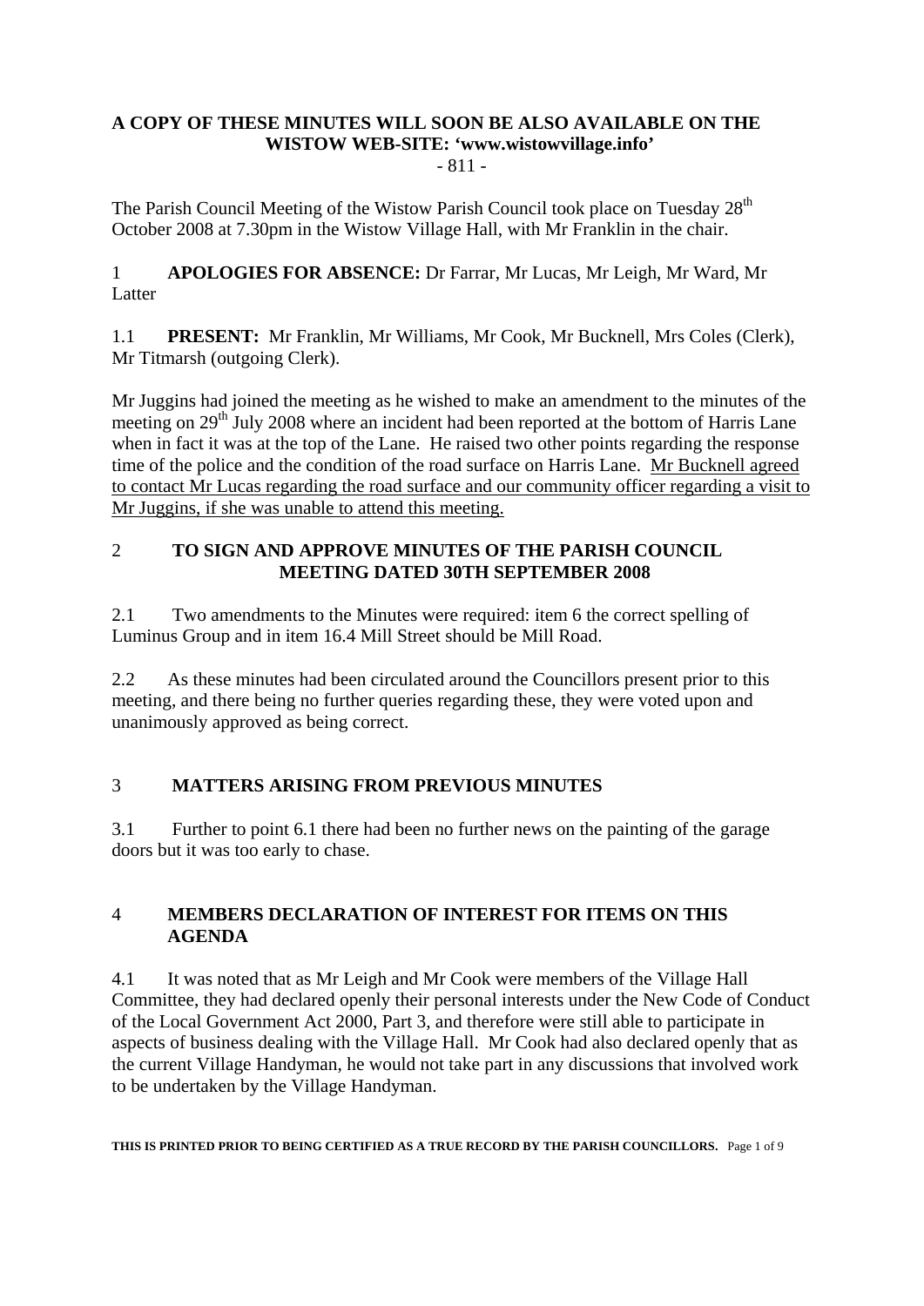**A COPY OF THESE MINUTES WILL SOON BE ALSO AVAILABLE ON THE WISTOW WEB-SITE: 'www.wistowvillage.info'**

- 811 -

The Parish Council Meeting of the Wistow Parish Council took place on Tuesday 28th October 2008 at 7.30pm in the Wistow Village Hall, with Mr Franklin in the chair.

1 **APOLOGIES FOR ABSENCE:** Dr Farrar, Mr Lucas, Mr Leigh, Mr Ward, Mr Latter

1.1 **PRESENT:** Mr Franklin, Mr Williams, Mr Cook, Mr Bucknell, Mrs Coles (Clerk), Mr Titmarsh (outgoing Clerk).

Mr Juggins had joined the meeting as he wished to make an amendment to the minutes of the meeting on 29th July 2008 where an incident had been reported at the bottom of Harris Lane when in fact it was at the top of the Lane. He raised two other points regarding the response time of the police and the condition of the road surface on Harris Lane. <u>Mr Bucknell agreed to contact Mr Lucas regarding the road surface and our community officer regarding a visit to Mr Juggins, if she was unable to attend this meeting.</u>

## 2 TO SIGN AND APPROVE MINUTES OF THE PARISH COUNCIL MEETING DATED 30TH SEPTEMBER 2008

2.1 Two amendments to the Minutes were required: item 6 the correct spelling of Luminus Group and in item 16.4 Mill Street should be Mill Road.

2.2 As these minutes had been circulated around the Councillors present prior to this meeting, and there being no further queries regarding these, they were voted upon and unanimously approved as being correct.

## 3 MATTERS ARISING FROM PREVIOUS MINUTES

3.1 Further to point 6.1 there had been no further news on the painting of the garage doors but it was too early to chase.

## 4 MEMBERS DECLARATION OF INTEREST FOR ITEMS ON THIS AGENDA

4.1 It was noted that as Mr Leigh and Mr Cook were members of the Village Hall Committee, they had declared openly their personal interests under the New Code of Conduct of the Local Government Act 2000, Part 3, and therefore were still able to participate in aspects of business dealing with the Village Hall. Mr Cook had also declared openly that as the current Village Handyman, he would not take part in any discussions that involved work to be undertaken by the Village Handyman.

**THIS IS PRINTED PRIOR TO BEING CERTIFIED AS A TRUE RECORD BY THE PARISH COUNCILLORS.**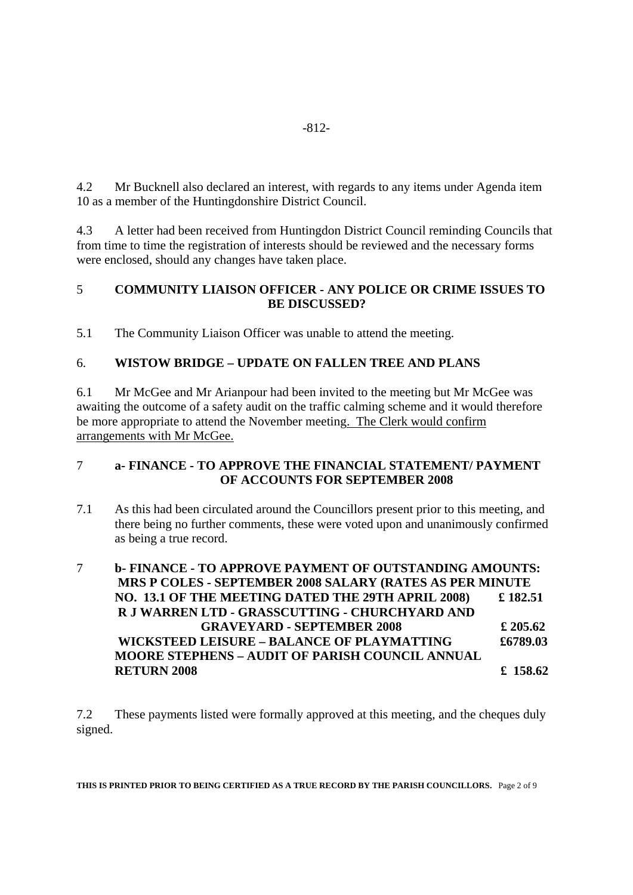4.2 Mr Bucknell also declared an interest, with regards to any items under Agenda item 10 as a member of the Huntingdonshire District Council.

4.3 A letter had been received from Huntingdon District Council reminding Councils that from time to time the registration of interests should be reviewed and the necessary forms were enclosed, should any changes have taken place.

## 5 COMMUNITY LIAISON OFFICER - ANY POLICE OR CRIME ISSUES TO BE DISCUSSED?

5.1 The Community Liaison Officer was unable to attend the meeting.

## 6. WISTOW BRIDGE – UPDATE ON FALLEN TREE AND PLANS

6.1 Mr McGee and Mr Arianpour had been invited to the meeting but Mr McGee was awaiting the outcome of a safety audit on the traffic calming scheme and it would therefore be more appropriate to attend the November meeting. The Clerk would confirm arrangements with Mr McGee.

## 7 a- FINANCE - TO APPROVE THE FINANCIAL STATEMENT/ PAYMENT OF ACCOUNTS FOR SEPTEMBER 2008

7.1 As this had been circulated around the Councillors present prior to this meeting, and there being no further comments, these were voted upon and unanimously confirmed as being a true record.

## 7 b- FINANCE - TO APPROVE PAYMENT OF OUTSTANDING AMOUNTS:

| | |
|---|---|
| **MRS P COLES - SEPTEMBER 2008 SALARY (RATES AS PER MINUTE NO. 13.1 OF THE MEETING DATED THE 29TH APRIL 2008)** | **£ 182.51** |
| **R J WARREN LTD - GRASSCUTTING - CHURCHYARD AND GRAVEYARD - SEPTEMBER 2008** | **£ 205.62** |
| **WICKSTEED LEISURE – BALANCE OF PLAYMATTING** | **£6789.03** |
| **MOORE STEPHENS – AUDIT OF PARISH COUNCIL ANNUAL RETURN 2008** | **£ 158.62** |

7.2 These payments listed were formally approved at this meeting, and the cheques duly signed.

**THIS IS PRINTED PRIOR TO BEING CERTIFIED AS A TRUE RECORD BY THE PARISH COUNCILLORS.**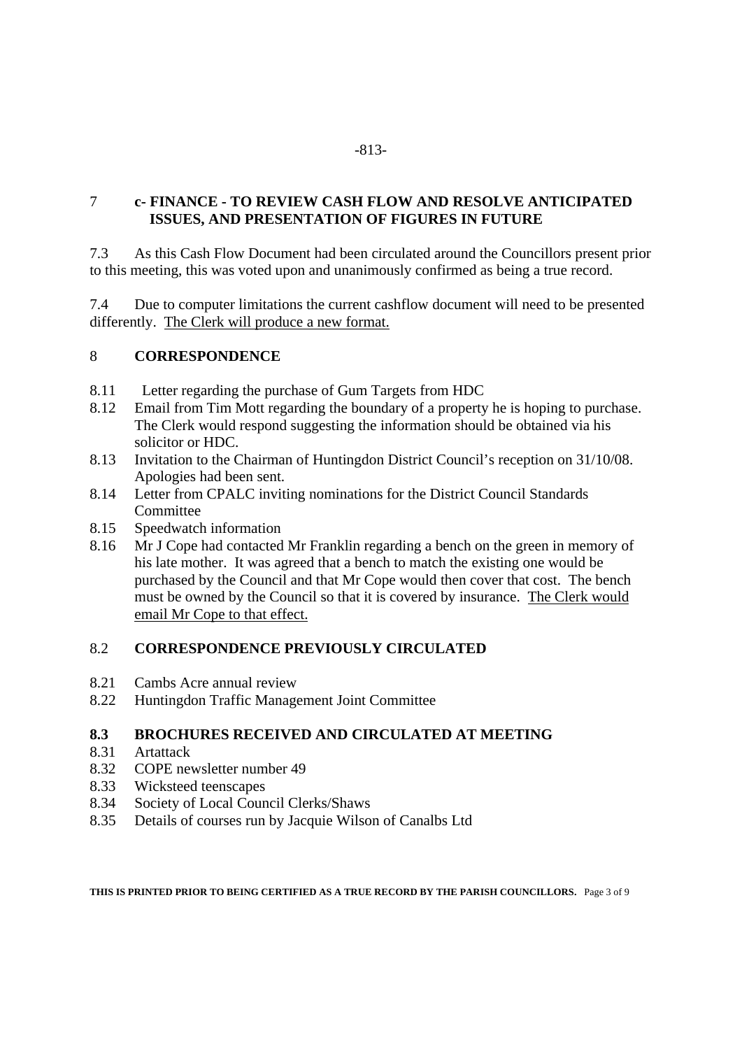## 7 c- FINANCE - TO REVIEW CASH FLOW AND RESOLVE ANTICIPATED ISSUES, AND PRESENTATION OF FIGURES IN FUTURE

7.3 As this Cash Flow Document had been circulated around the Councillors present prior to this meeting, this was voted upon and unanimously confirmed as being a true record.

7.4 Due to computer limitations the current cashflow document will need to be presented differently. The Clerk will produce a new format.

## 8 CORRESPONDENCE

- 8.11 Letter regarding the purchase of Gum Targets from HDC
- 8.12 Email from Tim Mott regarding the boundary of a property he is hoping to purchase. The Clerk would respond suggesting the information should be obtained via his solicitor or HDC.
- 8.13 Invitation to the Chairman of Huntingdon District Council's reception on 31/10/08. Apologies had been sent.
- 8.14 Letter from CPALC inviting nominations for the District Council Standards Committee
- 8.15 Speedwatch information
- 8.16 Mr J Cope had contacted Mr Franklin regarding a bench on the green in memory of his late mother. It was agreed that a bench to match the existing one would be purchased by the Council and that Mr Cope would then cover that cost. The bench must be owned by the Council so that it is covered by insurance. The Clerk would email Mr Cope to that effect.

## 8.2 CORRESPONDENCE PREVIOUSLY CIRCULATED

- 8.21 Cambs Acre annual review
- 8.22 Huntingdon Traffic Management Joint Committee

## 8.3 BROCHURES RECEIVED AND CIRCULATED AT MEETING

- 8.31 Artattack
- 8.32 COPE newsletter number 49
- 8.33 Wicksteed teenscapes
- 8.34 Society of Local Council Clerks/Shaws
- 8.35 Details of courses run by Jacquie Wilson of Canalbs Ltd

**THIS IS PRINTED PRIOR TO BEING CERTIFIED AS A TRUE RECORD BY THE PARISH COUNCILLORS.**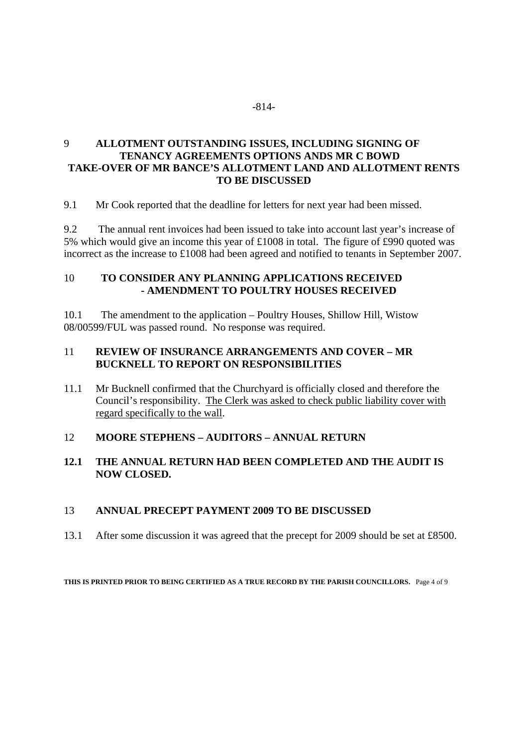-814-

## 9 ALLOTMENT OUTSTANDING ISSUES, INCLUDING SIGNING OF TENANCY AGREEMENTS OPTIONS ANDS MR C BOWD TAKE-OVER OF MR BANCE'S ALLOTMENT LAND AND ALLOTMENT RENTS TO BE DISCUSSED

9.1 Mr Cook reported that the deadline for letters for next year had been missed.

9.2 The annual rent invoices had been issued to take into account last year's increase of 5% which would give an income this year of £1008 in total. The figure of £990 quoted was incorrect as the increase to £1008 had been agreed and notified to tenants in September 2007.

## 10 TO CONSIDER ANY PLANNING APPLICATIONS RECEIVED - AMENDMENT TO POULTRY HOUSES RECEIVED

10.1 The amendment to the application – Poultry Houses, Shillow Hill, Wistow 08/00599/FUL was passed round. No response was required.

## 11 REVIEW OF INSURANCE ARRANGEMENTS AND COVER – MR BUCKNELL TO REPORT ON RESPONSIBILITIES

11.1 Mr Bucknell confirmed that the Churchyard is officially closed and therefore the Council's responsibility. <u>The Clerk was asked to check public liability cover with regard specifically to the wall</u>.

## 12 MOORE STEPHENS – AUDITORS – ANNUAL RETURN

**12.1 THE ANNUAL RETURN HAD BEEN COMPLETED AND THE AUDIT IS NOW CLOSED.**

## 13 ANNUAL PRECEPT PAYMENT 2009 TO BE DISCUSSED

13.1 After some discussion it was agreed that the precept for 2009 should be set at £8500.

**THIS IS PRINTED PRIOR TO BEING CERTIFIED AS A TRUE RECORD BY THE PARISH COUNCILLORS.**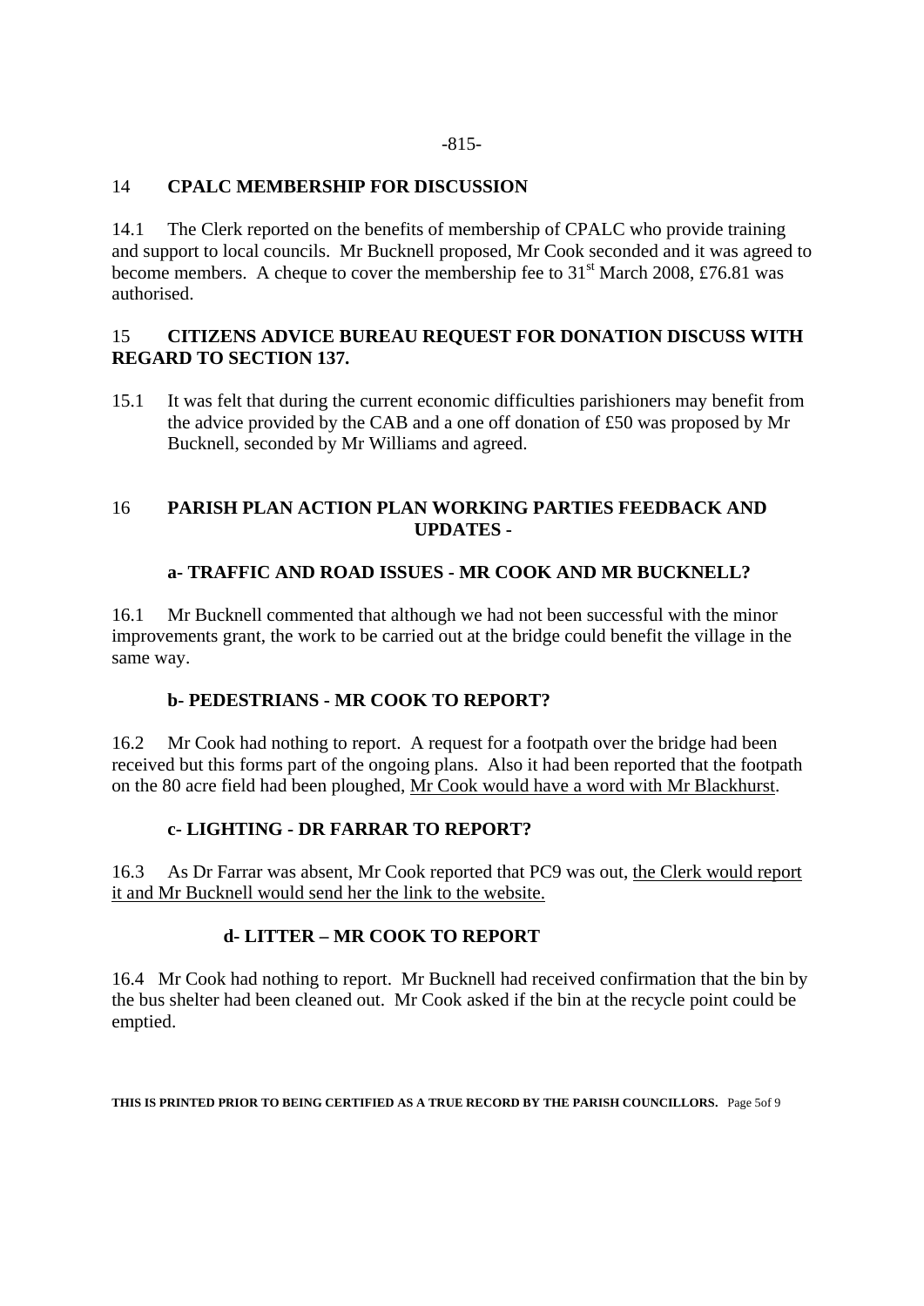## 14 CPALC MEMBERSHIP FOR DISCUSSION

14.1 The Clerk reported on the benefits of membership of CPALC who provide training and support to local councils. Mr Bucknell proposed, Mr Cook seconded and it was agreed to become members. A cheque to cover the membership fee to 31st March 2008, £76.81 was authorised.

## 15 CITIZENS ADVICE BUREAU REQUEST FOR DONATION DISCUSS WITH REGARD TO SECTION 137.

15.1 It was felt that during the current economic difficulties parishioners may benefit from the advice provided by the CAB and a one off donation of £50 was proposed by Mr Bucknell, seconded by Mr Williams and agreed.

## 16 PARISH PLAN ACTION PLAN WORKING PARTIES FEEDBACK AND UPDATES -

### a- TRAFFIC AND ROAD ISSUES - MR COOK AND MR BUCKNELL?

16.1 Mr Bucknell commented that although we had not been successful with the minor improvements grant, the work to be carried out at the bridge could benefit the village in the same way.

### b- PEDESTRIANS - MR COOK TO REPORT?

16.2 Mr Cook had nothing to report. A request for a footpath over the bridge had been received but this forms part of the ongoing plans. Also it had been reported that the footpath on the 80 acre field had been ploughed, Mr Cook would have a word with Mr Blackhurst.

### c- LIGHTING - DR FARRAR TO REPORT?

16.3 As Dr Farrar was absent, Mr Cook reported that PC9 was out, the Clerk would report it and Mr Bucknell would send her the link to the website.

### d- LITTER – MR COOK TO REPORT

16.4 Mr Cook had nothing to report. Mr Bucknell had received confirmation that the bin by the bus shelter had been cleaned out. Mr Cook asked if the bin at the recycle point could be emptied.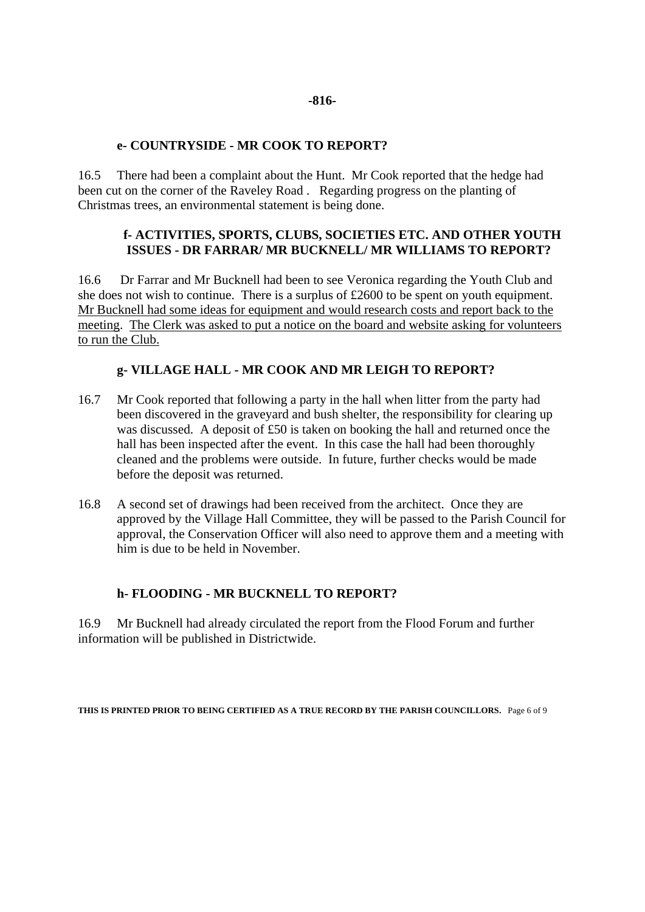**-816-**

### e- COUNTRYSIDE - MR COOK TO REPORT?

16.5 There had been a complaint about the Hunt. Mr Cook reported that the hedge had been cut on the corner of the Raveley Road . Regarding progress on the planting of Christmas trees, an environmental statement is being done.

### f- ACTIVITIES, SPORTS, CLUBS, SOCIETIES ETC. AND OTHER YOUTH ISSUES - DR FARRAR/ MR BUCKNELL/ MR WILLIAMS TO REPORT?

16.6 Dr Farrar and Mr Bucknell had been to see Veronica regarding the Youth Club and she does not wish to continue. There is a surplus of £2600 to be spent on youth equipment. <u>Mr Bucknell had some ideas for equipment and would research costs and report back to the meeting</u>. <u>The Clerk was asked to put a notice on the board and website asking for volunteers to run the Club.</u>

### g- VILLAGE HALL - MR COOK AND MR LEIGH TO REPORT?

16.7 Mr Cook reported that following a party in the hall when litter from the party had been discovered in the graveyard and bush shelter, the responsibility for clearing up was discussed. A deposit of £50 is taken on booking the hall and returned once the hall has been inspected after the event. In this case the hall had been thoroughly cleaned and the problems were outside. In future, further checks would be made before the deposit was returned.

16.8 A second set of drawings had been received from the architect. Once they are approved by the Village Hall Committee, they will be passed to the Parish Council for approval, the Conservation Officer will also need to approve them and a meeting with him is due to be held in November.

### h- FLOODING - MR BUCKNELL TO REPORT?

16.9 Mr Bucknell had already circulated the report from the Flood Forum and further information will be published in Districtwide.

**THIS IS PRINTED PRIOR TO BEING CERTIFIED AS A TRUE RECORD BY THE PARISH COUNCILLORS.**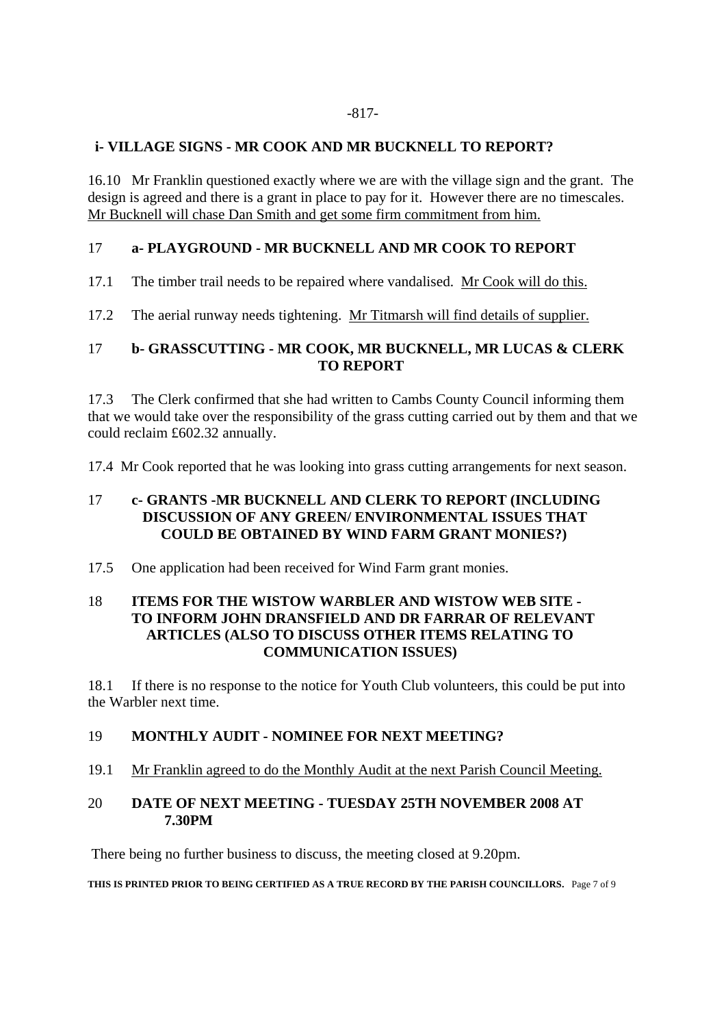**i- VILLAGE SIGNS - MR COOK AND MR BUCKNELL TO REPORT?**

16.10 Mr Franklin questioned exactly where we are with the village sign and the grant. The design is agreed and there is a grant in place to pay for it. However there are no timescales. Mr Bucknell will chase Dan Smith and get some firm commitment from him.

## 17 a- PLAYGROUND - MR BUCKNELL AND MR COOK TO REPORT

17.1 The timber trail needs to be repaired where vandalised. Mr Cook will do this.

17.2 The aerial runway needs tightening. Mr Titmarsh will find details of supplier.

## 17 b- GRASSCUTTING - MR COOK, MR BUCKNELL, MR LUCAS & CLERK TO REPORT

17.3 The Clerk confirmed that she had written to Cambs County Council informing them that we would take over the responsibility of the grass cutting carried out by them and that we could reclaim £602.32 annually.

17.4 Mr Cook reported that he was looking into grass cutting arrangements for next season.

## 17 c- GRANTS -MR BUCKNELL AND CLERK TO REPORT (INCLUDING DISCUSSION OF ANY GREEN/ ENVIRONMENTAL ISSUES THAT COULD BE OBTAINED BY WIND FARM GRANT MONIES?)

17.5 One application had been received for Wind Farm grant monies.

## 18 ITEMS FOR THE WISTOW WARBLER AND WISTOW WEB SITE - TO INFORM JOHN DRANSFIELD AND DR FARRAR OF RELEVANT ARTICLES (ALSO TO DISCUSS OTHER ITEMS RELATING TO COMMUNICATION ISSUES)

18.1 If there is no response to the notice for Youth Club volunteers, this could be put into the Warbler next time.

## 19 MONTHLY AUDIT - NOMINEE FOR NEXT MEETING?

19.1 Mr Franklin agreed to do the Monthly Audit at the next Parish Council Meeting.

## 20 DATE OF NEXT MEETING - TUESDAY 25TH NOVEMBER 2008 AT 7.30PM

There being no further business to discuss, the meeting closed at 9.20pm.

**THIS IS PRINTED PRIOR TO BEING CERTIFIED AS A TRUE RECORD BY THE PARISH COUNCILLORS.**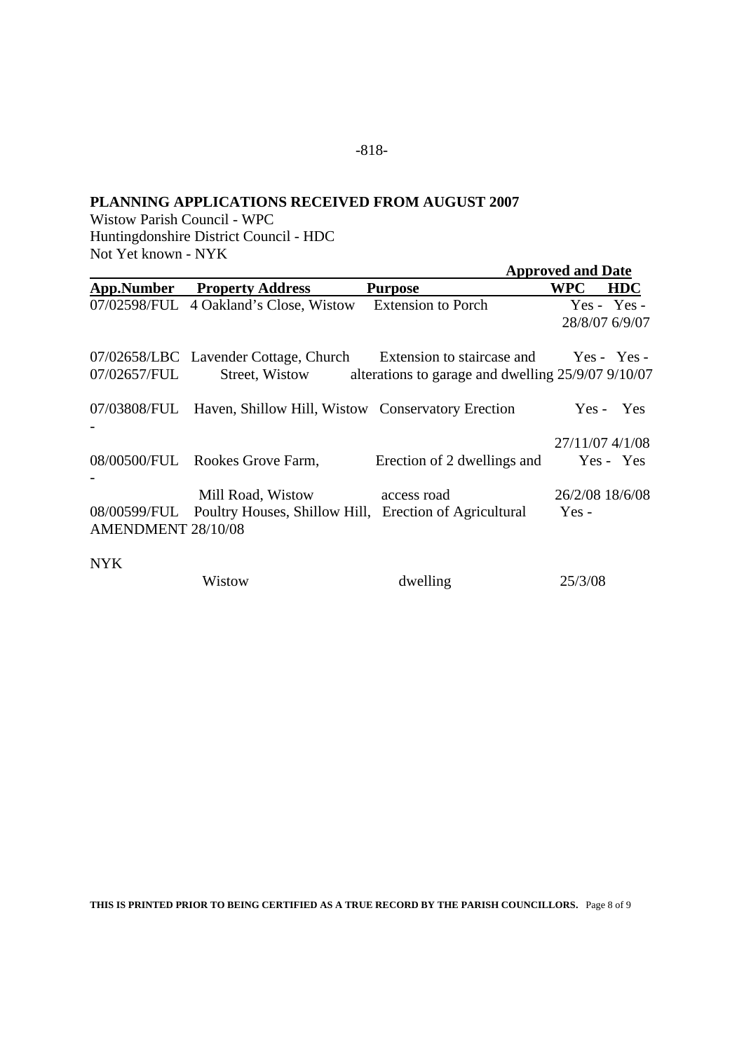## PLANNING APPLICATIONS RECEIVED FROM AUGUST 2007

Wistow Parish Council - WPC
Huntingdonshire District Council - HDC
Not Yet known - NYK

| App.Number | Property Address | Purpose | Approved and Date WPC | HDC |
|---|---|---|---|---|
| 07/02598/FUL | 4 Oakland's Close, Wistow | Extension to Porch | Yes - 28/8/07 | Yes - 6/9/07 |
| 07/02658/LBC 07/02657/FUL | Lavender Cottage, Church Street, Wistow | Extension to staircase and alterations to garage and dwelling | Yes - 25/9/07 | Yes - 9/10/07 |
| 07/03808/FUL | Haven, Shillow Hill, Wistow | Conservatory Erection | Yes - 27/11/07 | Yes - 4/1/08 |
| 08/00500/FUL | Rookes Grove Farm, Mill Road, Wistow | Erection of 2 dwellings and access road | Yes - 26/2/08 | Yes - 18/6/08 |
| 08/00599/FUL AMENDMENT 28/10/08 | Poultry Houses, Shillow Hill, Wistow | Erection of Agricultural dwelling | Yes - 25/3/08 | NYK |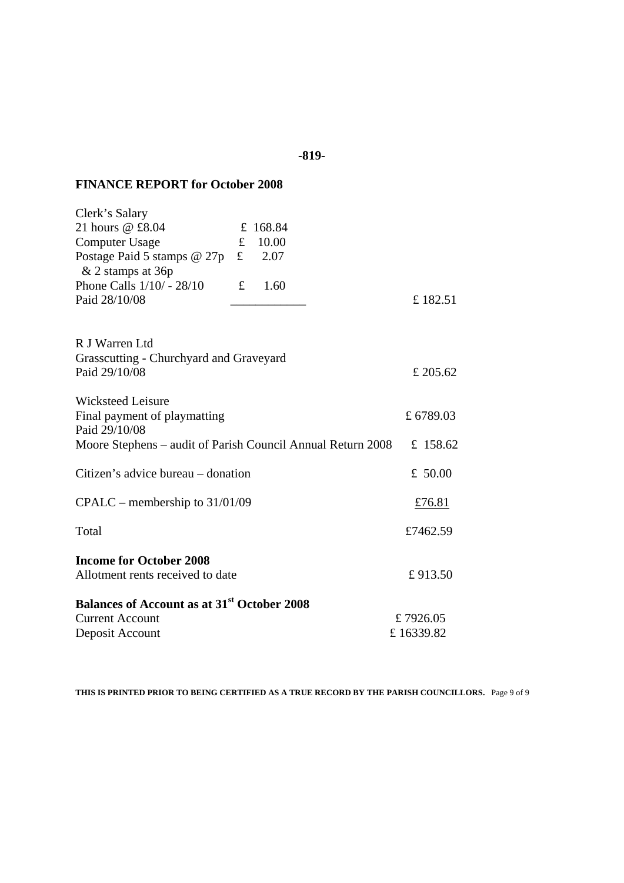-819-

## FINANCE REPORT for October 2008

| | | |
|---|---|---|
| Clerk's Salary | | |
| 21 hours @ £8.04 | £ 168.84 | |
| Computer Usage | £ 10.00 | |
| Postage Paid 5 stamps @ 27p & 2 stamps at 36p | £ 2.07 | |
| Phone Calls 1/10/ - 28/10 | £ 1.60 | |
| Paid 28/10/08 | ____________ | £ 182.51 |
| | | |
| R J Warren Ltd | | |
| Grasscutting - Churchyard and Graveyard | | |
| Paid 29/10/08 | | £ 205.62 |
| | | |
| Wicksteed Leisure | | |
| Final payment of playmatting | | £ 6789.03 |
| Paid 29/10/08 | | |
| Moore Stephens – audit of Parish Council Annual Return 2008 | | £ 158.62 |
| | | |
| Citizen's advice bureau – donation | | £ 50.00 |
| | | |
| CPALC – membership to 31/01/09 | | £76.81 |
| | | |
| Total | | £7462.59 |

**Income for October 2008**

| | |
|---|---|
| Allotment rents received to date | £ 913.50 |

**Balances of Account as at 31st October 2008**

| | |
|---|---|
| Current Account | £ 7926.05 |
| Deposit Account | £ 16339.82 |

**THIS IS PRINTED PRIOR TO BEING CERTIFIED AS A TRUE RECORD BY THE PARISH COUNCILLORS.**